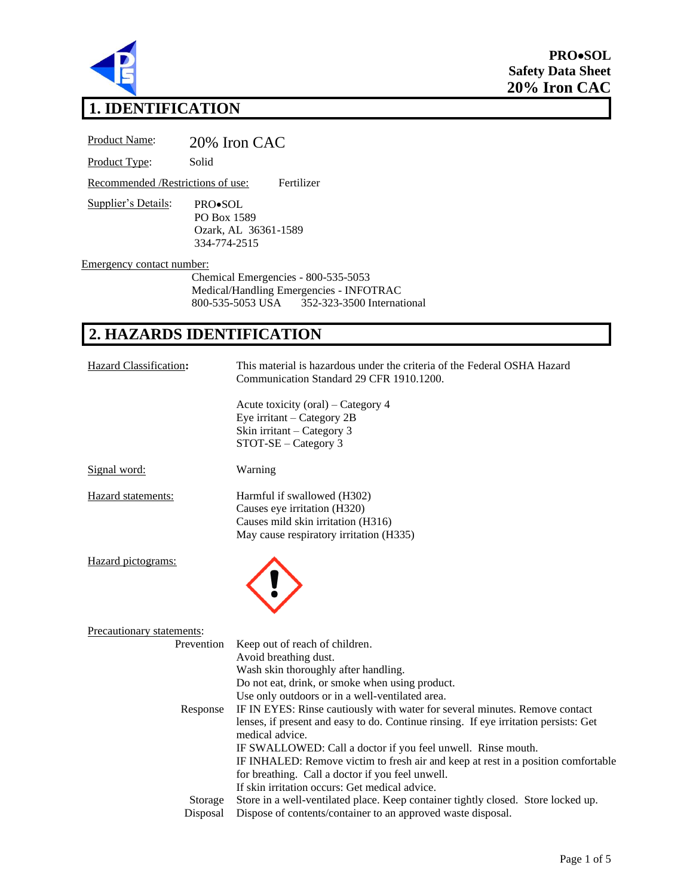**PRO•SOL**
**Safety Data Sheet**
**20% Iron CAC**

# 1. IDENTIFICATION

Product Name: 20% Iron CAC

Product Type: Solid

Recommended /Restrictions of use: Fertilizer

Supplier's Details:
PRO•SOL
PO Box 1589
Ozark, AL 36361-1589
334-774-2515

Emergency contact number:
Chemical Emergencies - 800-535-5053
Medical/Handling Emergencies - INFOTRAC
800-535-5053 USA 352-323-3500 International

# 2. HAZARDS IDENTIFICATION

Hazard Classification: This material is hazardous under the criteria of the Federal OSHA Hazard Communication Standard 29 CFR 1910.1200.

Acute toxicity (oral) – Category 4
Eye irritant – Category 2B
Skin irritant – Category 3
STOT-SE – Category 3

Signal word: Warning

Hazard statements:
Harmful if swallowed (H302)
Causes eye irritation (H320)
Causes mild skin irritation (H316)
May cause respiratory irritation (H335)

Hazard pictograms:

Precautionary statements:

Prevention
Keep out of reach of children.
Avoid breathing dust.
Wash skin thoroughly after handling.
Do not eat, drink, or smoke when using product.
Use only outdoors or in a well-ventilated area.

Response
IF IN EYES: Rinse cautiously with water for several minutes. Remove contact lenses, if present and easy to do. Continue rinsing. If eye irritation persists: Get medical advice.
IF SWALLOWED: Call a doctor if you feel unwell. Rinse mouth.
IF INHALED: Remove victim to fresh air and keep at rest in a position comfortable for breathing. Call a doctor if you feel unwell.
If skin irritation occurs: Get medical advice.

Storage
Store in a well-ventilated place. Keep container tightly closed. Store locked up.

Disposal
Dispose of contents/container to an approved waste disposal.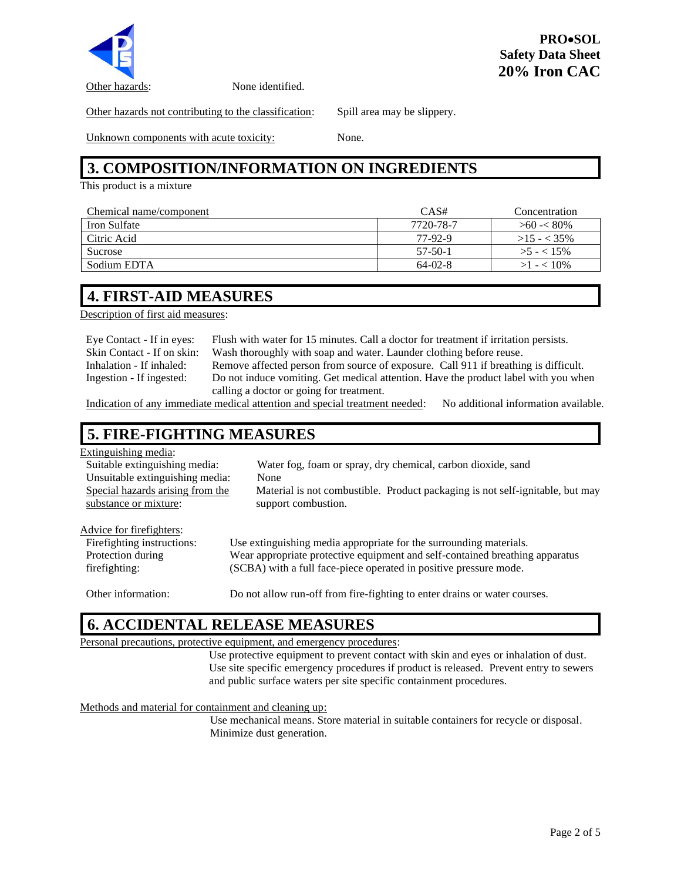Other hazards: None identified.

Other hazards not contributing to the classification: Spill area may be slippery.

Unknown components with acute toxicity: None.

## 3. COMPOSITION/INFORMATION ON INGREDIENTS

This product is a mixture

| Chemical name/component | CAS# | Concentration |
|---|---|---|
| Iron Sulfate | 7720-78-7 | >60 -< 80% |
| Citric Acid | 77-92-9 | >15 - < 35% |
| Sucrose | 57-50-1 | >5 - < 15% |
| Sodium EDTA | 64-02-8 | >1 - < 10% |

## 4. FIRST-AID MEASURES

Description of first aid measures:

- Eye Contact - If in eyes: Flush with water for 15 minutes. Call a doctor for treatment if irritation persists.
- Skin Contact - If on skin: Wash thoroughly with soap and water. Launder clothing before reuse.
- Inhalation - If inhaled: Remove affected person from source of exposure. Call 911 if breathing is difficult.
- Ingestion - If ingested: Do not induce vomiting. Get medical attention. Have the product label with you when calling a doctor or going for treatment.

Indication of any immediate medical attention and special treatment needed: No additional information available.

## 5. FIRE-FIGHTING MEASURES

Extinguishing media:

- Suitable extinguishing media: Water fog, foam or spray, dry chemical, carbon dioxide, sand
- Unsuitable extinguishing media: None
- Special hazards arising from the substance or mixture: Material is not combustible. Product packaging is not self-ignitable, but may support combustion.

Advice for firefighters:

- Firefighting instructions: Use extinguishing media appropriate for the surrounding materials.
- Protection during firefighting: Wear appropriate protective equipment and self-contained breathing apparatus (SCBA) with a full face-piece operated in positive pressure mode.

Other information: Do not allow run-off from fire-fighting to enter drains or water courses.

## 6. ACCIDENTAL RELEASE MEASURES

Personal precautions, protective equipment, and emergency procedures:

Use protective equipment to prevent contact with skin and eyes or inhalation of dust. Use site specific emergency procedures if product is released. Prevent entry to sewers and public surface waters per site specific containment procedures.

Methods and material for containment and cleaning up:

Use mechanical means. Store material in suitable containers for recycle or disposal. Minimize dust generation.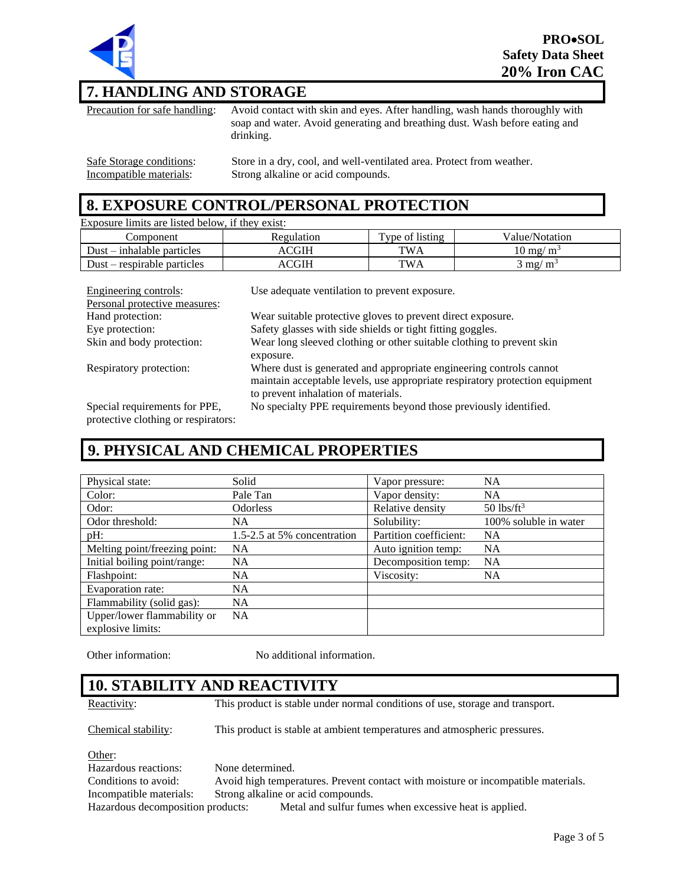## 7. HANDLING AND STORAGE

Precaution for safe handling: Avoid contact with skin and eyes. After handling, wash hands thoroughly with soap and water. Avoid generating and breathing dust. Wash before eating and drinking.

Safe Storage conditions: Store in a dry, cool, and well-ventilated area. Protect from weather.
Incompatible materials: Strong alkaline or acid compounds.

## 8. EXPOSURE CONTROL/PERSONAL PROTECTION

Exposure limits are listed below, if they exist:

| Component | Regulation | Type of listing | Value/Notation |
|---|---|---|---|
| Dust – inhalable particles | ACGIH | TWA | 10 mg/ $m^3$ |
| Dust – respirable particles | ACGIH | TWA | 3 mg/ $m^3$ |

Engineering controls: Use adequate ventilation to prevent exposure.

Personal protective measures:

Hand protection: Wear suitable protective gloves to prevent direct exposure.

Eye protection: Safety glasses with side shields or tight fitting goggles.

Skin and body protection: Wear long sleeved clothing or other suitable clothing to prevent skin exposure.

Respiratory protection: Where dust is generated and appropriate engineering controls cannot maintain acceptable levels, use appropriate respiratory protection equipment to prevent inhalation of materials.

Special requirements for PPE, protective clothing or respirators: No specialty PPE requirements beyond those previously identified.

## 9. PHYSICAL AND CHEMICAL PROPERTIES

| | | | |
|---|---|---|---|
| Physical state: | Solid | Vapor pressure: | NA |
| Color: | Pale Tan | Vapor density: | NA |
| Odor: | Odorless | Relative density | 50 lbs/$ft^3$ |
| Odor threshold: | NA | Solubility: | 100% soluble in water |
| pH: | 1.5-2.5 at 5% concentration | Partition coefficient: | NA |
| Melting point/freezing point: | NA | Auto ignition temp: | NA |
| Initial boiling point/range: | NA | Decomposition temp: | NA |
| Flashpoint: | NA | Viscosity: | NA |
| Evaporation rate: | NA | | |
| Flammability (solid gas): | NA | | |
| Upper/lower flammability or explosive limits: | NA | | |

Other information: No additional information.

## 10. STABILITY AND REACTIVITY

Reactivity: This product is stable under normal conditions of use, storage and transport.

Chemical stability: This product is stable at ambient temperatures and atmospheric pressures.

Other:

Hazardous reactions: None determined.
Conditions to avoid: Avoid high temperatures. Prevent contact with moisture or incompatible materials.
Incompatible materials: Strong alkaline or acid compounds.
Hazardous decomposition products: Metal and sulfur fumes when excessive heat is applied.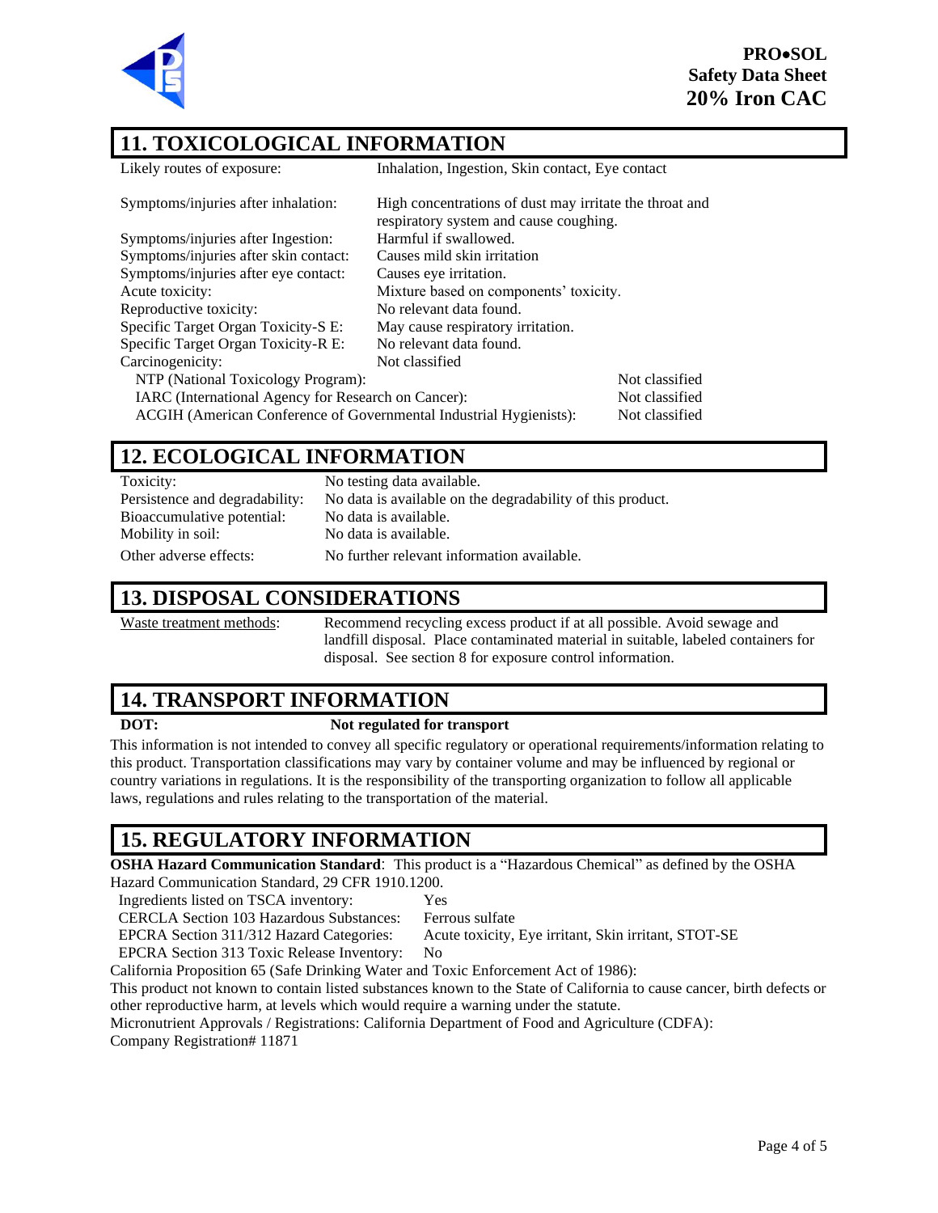## 11. TOXICOLOGICAL INFORMATION

| | |
|---|---|
| Likely routes of exposure: | Inhalation, Ingestion, Skin contact, Eye contact |
| Symptoms/injuries after inhalation: | High concentrations of dust may irritate the throat and respiratory system and cause coughing. |
| Symptoms/injuries after Ingestion: | Harmful if swallowed. |
| Symptoms/injuries after skin contact: | Causes mild skin irritation |
| Symptoms/injuries after eye contact: | Causes eye irritation. |
| Acute toxicity: | Mixture based on components' toxicity. |
| Reproductive toxicity: | No relevant data found. |
| Specific Target Organ Toxicity-S E: | May cause respiratory irritation. |
| Specific Target Organ Toxicity-R E: | No relevant data found. |
| Carcinogenicity: | Not classified |

| | |
|---|---|
| NTP (National Toxicology Program): | Not classified |
| IARC (International Agency for Research on Cancer): | Not classified |
| ACGIH (American Conference of Governmental Industrial Hygienists): | Not classified |

## 12. ECOLOGICAL INFORMATION

| | |
|---|---|
| Toxicity: | No testing data available. |
| Persistence and degradability: | No data is available on the degradability of this product. |
| Bioaccumulative potential: | No data is available. |
| Mobility in soil: | No data is available. |
| Other adverse effects: | No further relevant information available. |

## 13. DISPOSAL CONSIDERATIONS

Waste treatment methods: Recommend recycling excess product if at all possible. Avoid sewage and landfill disposal. Place contaminated material in suitable, labeled containers for disposal. See section 8 for exposure control information.

## 14. TRANSPORT INFORMATION

**DOT:** **Not regulated for transport**

This information is not intended to convey all specific regulatory or operational requirements/information relating to this product. Transportation classifications may vary by container volume and may be influenced by regional or country variations in regulations. It is the responsibility of the transporting organization to follow all applicable laws, regulations and rules relating to the transportation of the material.

## 15. REGULATORY INFORMATION

**OSHA Hazard Communication Standard**: This product is a "Hazardous Chemical" as defined by the OSHA Hazard Communication Standard, 29 CFR 1910.1200.

| | |
|---|---|
| Ingredients listed on TSCA inventory: | Yes |
| CERCLA Section 103 Hazardous Substances: | Ferrous sulfate |
| EPCRA Section 311/312 Hazard Categories: | Acute toxicity, Eye irritant, Skin irritant, STOT-SE |
| EPCRA Section 313 Toxic Release Inventory: | No |

California Proposition 65 (Safe Drinking Water and Toxic Enforcement Act of 1986):

This product not known to contain listed substances known to the State of California to cause cancer, birth defects or other reproductive harm, at levels which would require a warning under the statute.

Micronutrient Approvals / Registrations: California Department of Food and Agriculture (CDFA):

Company Registration# 11871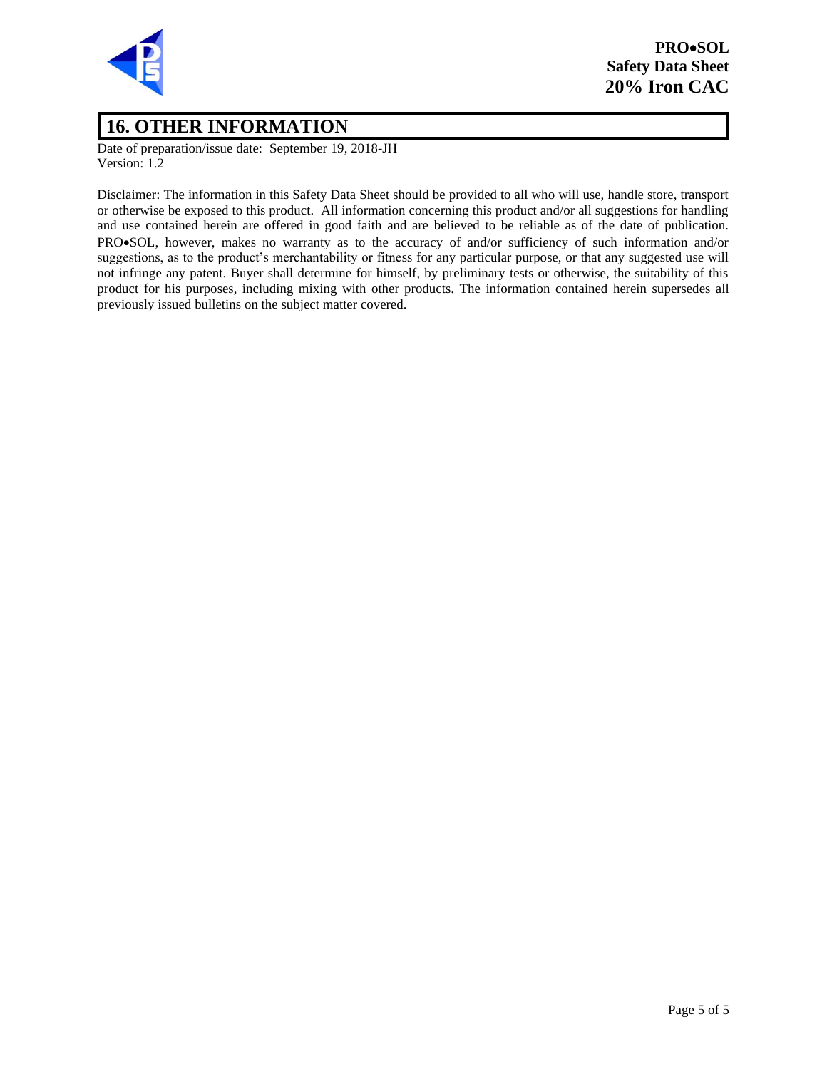## 16. OTHER INFORMATION

Date of preparation/issue date: September 19, 2018-JH
Version: 1.2

Disclaimer: The information in this Safety Data Sheet should be provided to all who will use, handle store, transport or otherwise be exposed to this product. All information concerning this product and/or all suggestions for handling and use contained herein are offered in good faith and are believed to be reliable as of the date of publication. PRO•SOL, however, makes no warranty as to the accuracy of and/or sufficiency of such information and/or suggestions, as to the product's merchantability or fitness for any particular purpose, or that any suggested use will not infringe any patent. Buyer shall determine for himself, by preliminary tests or otherwise, the suitability of this product for his purposes, including mixing with other products. The information contained herein supersedes all previously issued bulletins on the subject matter covered.